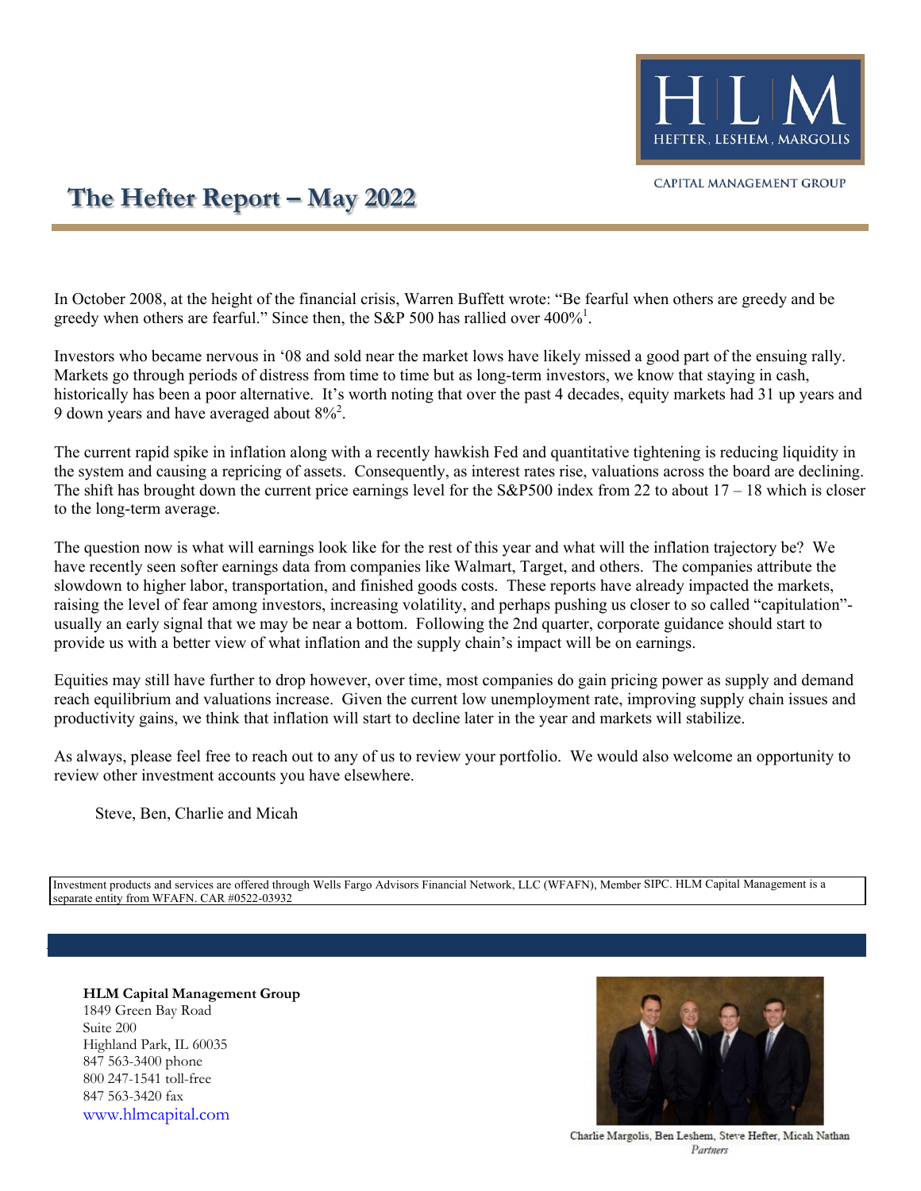HEFTER, LESHEM, MARGOLIS

CAPITAL MANAGEMENT GROUP

# The Hefter Report – May 2022

In October 2008, at the height of the financial crisis, Warren Buffett wrote: "Be fearful when others are greedy and be greedy when others are fearful." Since then, the S&P 500 has rallied over 400%[1].

Investors who became nervous in '08 and sold near the market lows have likely missed a good part of the ensuing rally. Markets go through periods of distress from time to time but as long-term investors, we know that staying in cash, historically has been a poor alternative. It's worth noting that over the past 4 decades, equity markets had 31 up years and 9 down years and have averaged about 8%[2].

The current rapid spike in inflation along with a recently hawkish Fed and quantitative tightening is reducing liquidity in the system and causing a repricing of assets. Consequently, as interest rates rise, valuations across the board are declining. The shift has brought down the current price earnings level for the S&P500 index from 22 to about 17 – 18 which is closer to the long-term average.

The question now is what will earnings look like for the rest of this year and what will the inflation trajectory be? We have recently seen softer earnings data from companies like Walmart, Target, and others. The companies attribute the slowdown to higher labor, transportation, and finished goods costs. These reports have already impacted the markets, raising the level of fear among investors, increasing volatility, and perhaps pushing us closer to so called "capitulation"- usually an early signal that we may be near a bottom. Following the 2nd quarter, corporate guidance should start to provide us with a better view of what inflation and the supply chain's impact will be on earnings.

Equities may still have further to drop however, over time, most companies do gain pricing power as supply and demand reach equilibrium and valuations increase. Given the current low unemployment rate, improving supply chain issues and productivity gains, we think that inflation will start to decline later in the year and markets will stabilize.

As always, please feel free to reach out to any of us to review your portfolio. We would also welcome an opportunity to review other investment accounts you have elsewhere.

Steve, Ben, Charlie and Micah

Investment products and services are offered through Wells Fargo Advisors Financial Network, LLC (WFAFN), Member SIPC. HLM Capital Management is a separate entity from WFAFN. CAR #0522-03932

**HLM Capital Management Group**
1849 Green Bay Road
Suite 200
Highland Park, IL 60035
847 563-3400 phone
800 247-1541 toll-free
847 563-3420 fax
www.hlmcapital.com

Charlie Margolis, Ben Leshem, Steve Hefter, Micah Nathan
*Partners*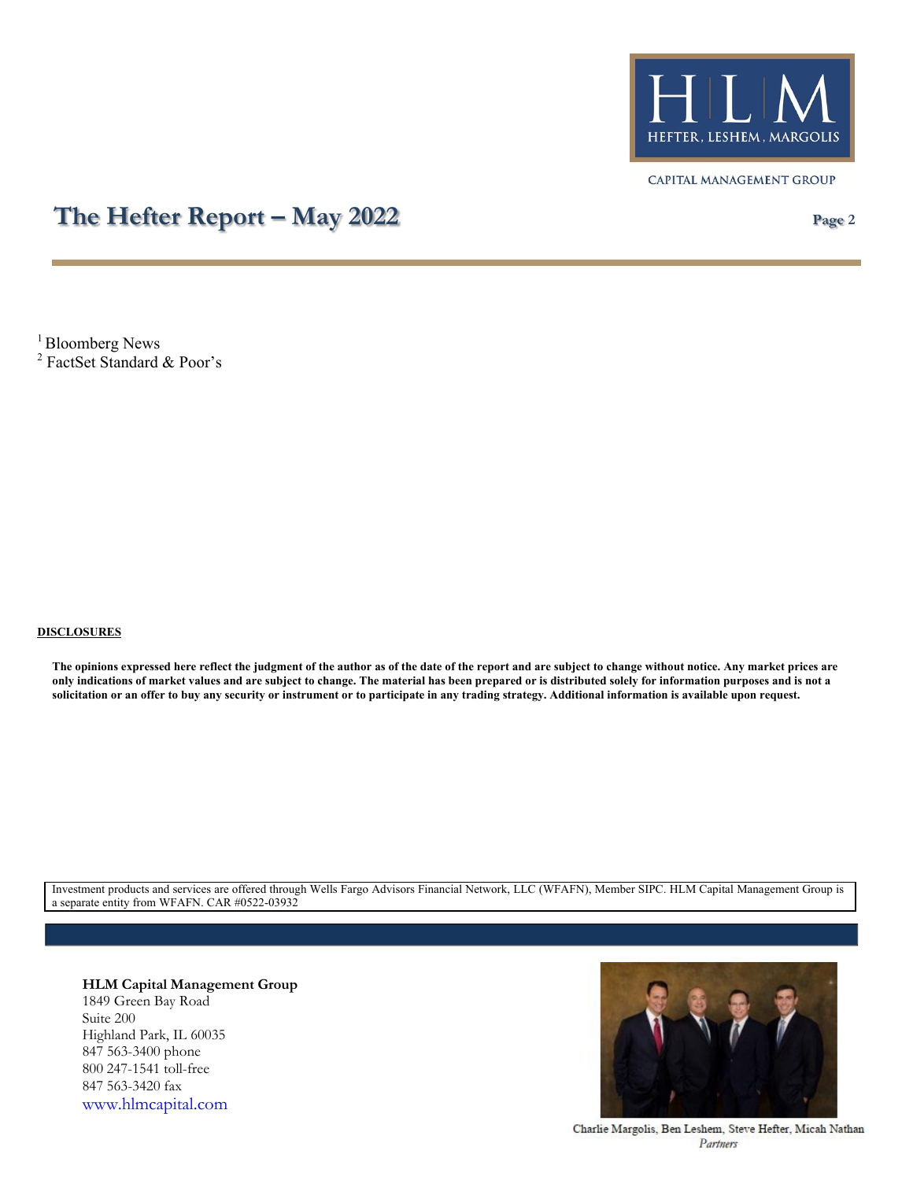[1] Bloomberg News
[2] FactSet Standard & Poor's

**DISCLOSURES**

**The opinions expressed here reflect the judgment of the author as of the date of the report and are subject to change without notice. Any market prices are only indications of market values and are subject to change. The material has been prepared or is distributed solely for information purposes and is not a solicitation or an offer to buy any security or instrument or to participate in any trading strategy. Additional information is available upon request.**

Investment products and services are offered through Wells Fargo Advisors Financial Network, LLC (WFAFN), Member SIPC. HLM Capital Management Group is a separate entity from WFAFN. CAR #0522-03932

**HLM Capital Management Group**
1849 Green Bay Road
Suite 200
Highland Park, IL 60035
847 563-3400 phone
800 247-1541 toll-free
847 563-3420 fax
www.hlmcapital.com

Charlie Margolis, Ben Leshem, Steve Hefter, Micah Nathan
*Partners*